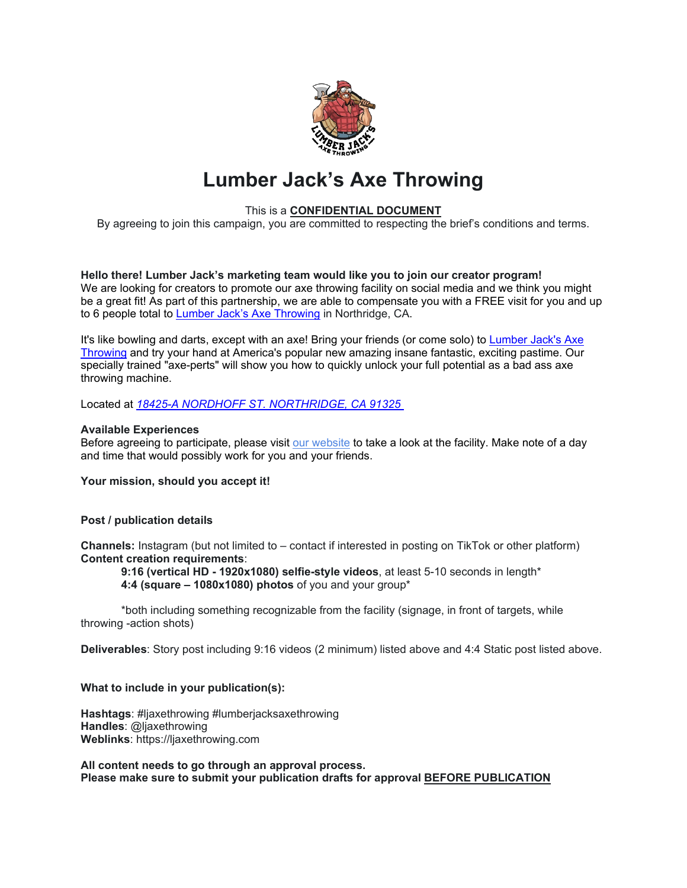# Lumber Jack's Axe Throwing

This is a **CONFIDENTIAL DOCUMENT**
By agreeing to join this campaign, you are committed to respecting the brief's conditions and terms.

**Hello there! Lumber Jack's marketing team would like you to join our creator program!**
We are looking for creators to promote our axe throwing facility on social media and we think you might be a great fit! As part of this partnership, we are able to compensate you with a FREE visit for you and up to 6 people total to Lumber Jack's Axe Throwing in Northridge, CA.

It's like bowling and darts, except with an axe! Bring your friends (or come solo) to Lumber Jack's Axe Throwing and try your hand at America's popular new amazing insane fantastic, exciting pastime. Our specially trained "axe-perts" will show you how to quickly unlock your full potential as a bad ass axe throwing machine.

Located at *18425-A NORDHOFF ST. NORTHRIDGE, CA 91325*

**Available Experiences**
Before agreeing to participate, please visit our website to take a look at the facility. Make note of a day and time that would possibly work for you and your friends.

**Your mission, should you accept it!**

**Post / publication details**

**Channels:** Instagram (but not limited to – contact if interested in posting on TikTok or other platform)
**Content creation requirements**:

> **9:16 (vertical HD - 1920x1080) selfie-style videos**, at least 5-10 seconds in length*
> **4:4 (square – 1080x1080) photos** of you and your group*

*both including something recognizable from the facility (signage, in front of targets, while throwing -action shots)

**Deliverables**: Story post including 9:16 videos (2 minimum) listed above and 4:4 Static post listed above.

**What to include in your publication(s):**

**Hashtags**: #ljaxethrowing #lumberjacksaxethrowing
**Handles**: @ljaxethrowing
**Weblinks**: https://ljaxethrowing.com

**All content needs to go through an approval process.**
**Please make sure to submit your publication drafts for approval BEFORE PUBLICATION**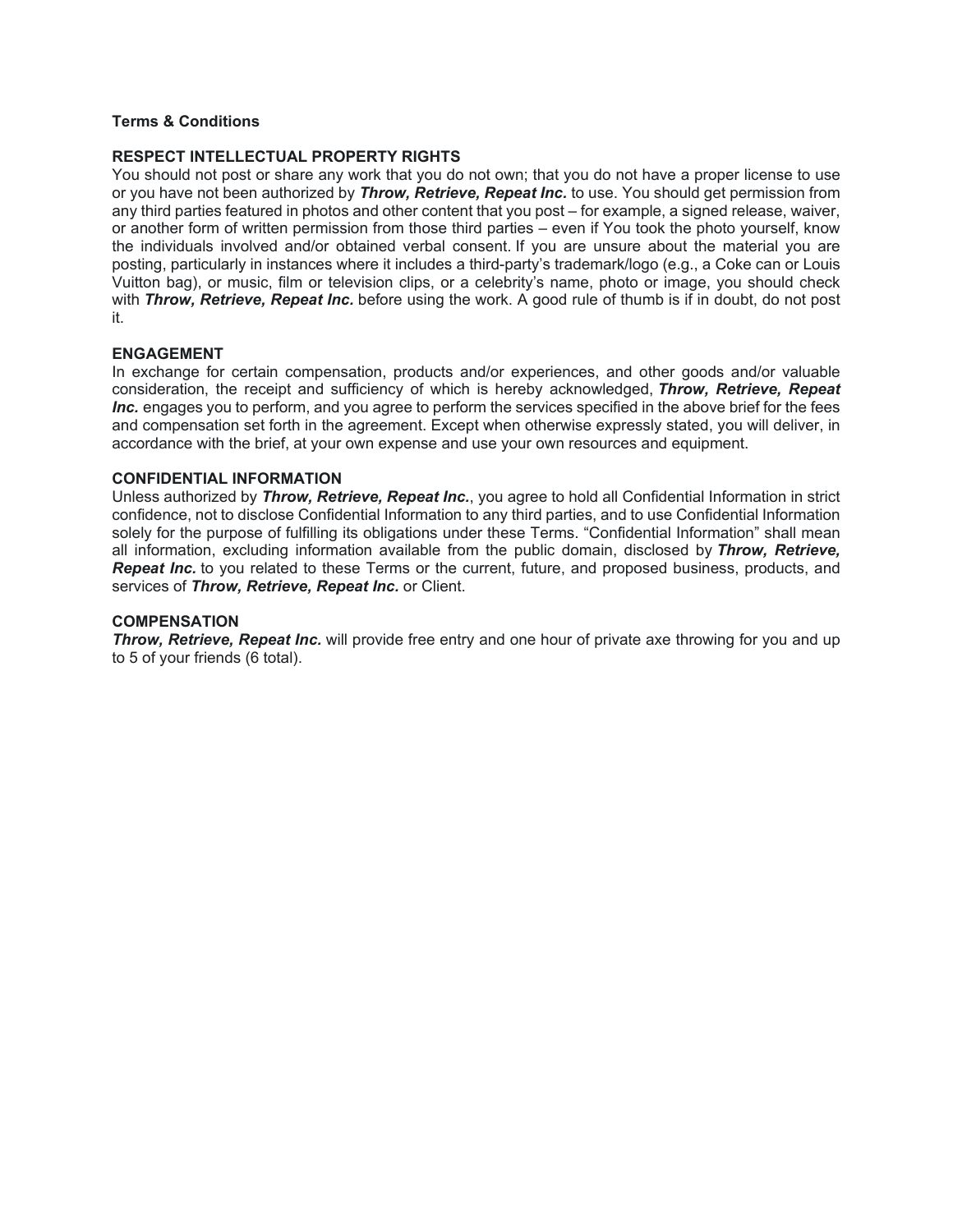**Terms & Conditions**

**RESPECT INTELLECTUAL PROPERTY RIGHTS**

You should not post or share any work that you do not own; that you do not have a proper license to use or you have not been authorized by ***Throw, Retrieve, Repeat Inc.*** to use. You should get permission from any third parties featured in photos and other content that you post – for example, a signed release, waiver, or another form of written permission from those third parties – even if You took the photo yourself, know the individuals involved and/or obtained verbal consent. If you are unsure about the material you are posting, particularly in instances where it includes a third-party's trademark/logo (e.g., a Coke can or Louis Vuitton bag), or music, film or television clips, or a celebrity's name, photo or image, you should check with ***Throw, Retrieve, Repeat Inc.*** before using the work. A good rule of thumb is if in doubt, do not post it.

**ENGAGEMENT**

In exchange for certain compensation, products and/or experiences, and other goods and/or valuable consideration, the receipt and sufficiency of which is hereby acknowledged, ***Throw, Retrieve, Repeat Inc.*** engages you to perform, and you agree to perform the services specified in the above brief for the fees and compensation set forth in the agreement. Except when otherwise expressly stated, you will deliver, in accordance with the brief, at your own expense and use your own resources and equipment.

**CONFIDENTIAL INFORMATION**

Unless authorized by ***Throw, Retrieve, Repeat Inc.***, you agree to hold all Confidential Information in strict confidence, not to disclose Confidential Information to any third parties, and to use Confidential Information solely for the purpose of fulfilling its obligations under these Terms. "Confidential Information" shall mean all information, excluding information available from the public domain, disclosed by ***Throw, Retrieve, Repeat Inc.*** to you related to these Terms or the current, future, and proposed business, products, and services of ***Throw, Retrieve, Repeat Inc.*** or Client.

**COMPENSATION**

***Throw, Retrieve, Repeat Inc.*** will provide free entry and one hour of private axe throwing for you and up to 5 of your friends (6 total).